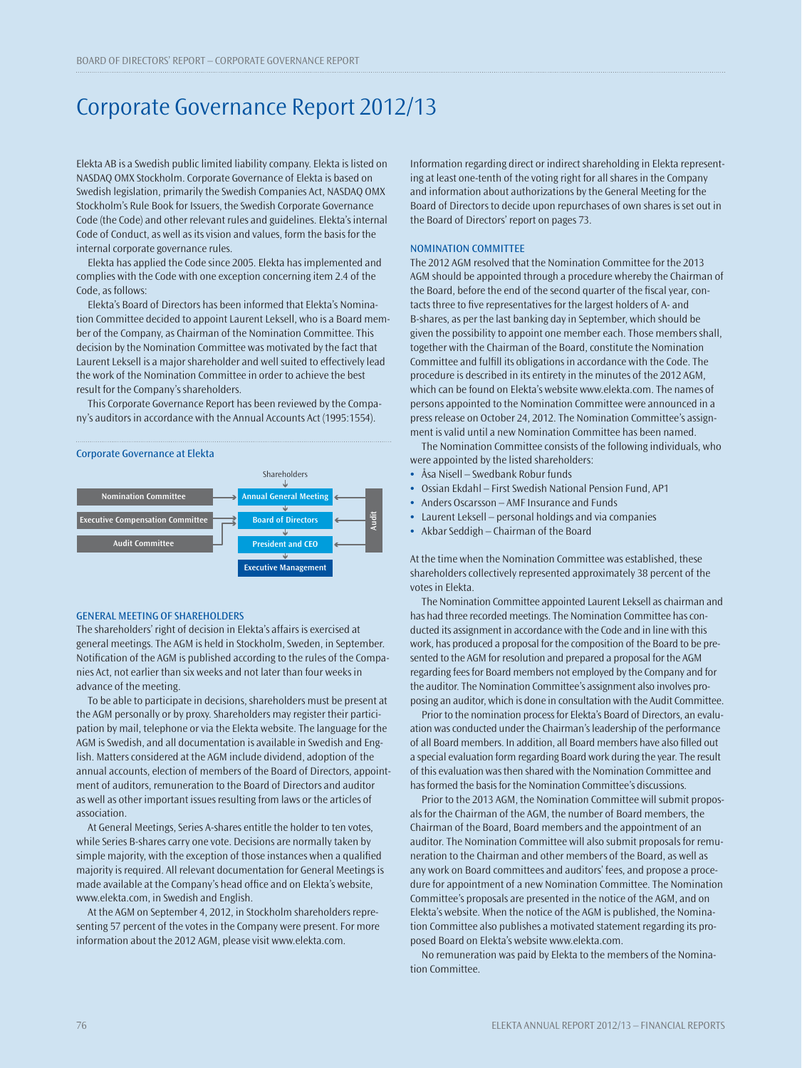# Corporate Governance Report 2012/13

Elekta AB is a Swedish public limited liability company. Elekta is listed on NASDAQ OMX Stockholm. Corporate Governance of Elekta is based on Swedish legislation, primarily the Swedish Companies Act, NASDAQ OMX Stockholm's Rule Book for Issuers, the Swedish Corporate Governance Code (the Code) and other relevant rules and guidelines. Elekta's internal Code of Conduct, as well as its vision and values, form the basis for the internal corporate governance rules.

Elekta has applied the Code since 2005. Elekta has implemented and complies with the Code with one exception concerning item 2.4 of the Code, as follows:

Elekta's Board of Directors has been informed that Elekta's Nomination Committee decided to appoint Laurent Leksell, who is a Board member of the Company, as Chairman of the Nomination Committee. This decision by the Nomination Committee was motivated by the fact that Laurent Leksell is a major shareholder and well suited to effectively lead the work of the Nomination Committee in order to achieve the best result for the Company's shareholders.

This Corporate Governance Report has been reviewed by the Company's auditors in accordance with the Annual Accounts Act (1995:1554).

## Corporate Governance at Elekta

Shareholders

Nomination Committee

Executive Compensation Committee

Audit Committee

Annual General Meeting

Board of Directors

President and CEO

Executive Management

Audit

### GENERAL MEETING OF SHAREHOLDERS

The shareholders' right of decision in Elekta's affairs is exercised at general meetings. The AGM is held in Stockholm, Sweden, in September. Notification of the AGM is published according to the rules of the Companies Act, not earlier than six weeks and not later than four weeks in advance of the meeting.

To be able to participate in decisions, shareholders must be present at the AGM personally or by proxy. Shareholders may register their participation by mail, telephone or via the Elekta website. The language for the AGM is Swedish, and all documentation is available in Swedish and English. Matters considered at the AGM include dividend, adoption of the annual accounts, election of members of the Board of Directors, appointment of auditors, remuneration to the Board of Directors and auditor as well as other important issues resulting from laws or the articles of association.

At General Meetings, Series A-shares entitle the holder to ten votes, while Series B-shares carry one vote. Decisions are normally taken by simple majority, with the exception of those instances when a qualified majority is required. All relevant documentation for General Meetings is made available at the Company's head office and on Elekta's website, www.elekta.com, in Swedish and English.

At the AGM on September 4, 2012, in Stockholm shareholders representing 57 percent of the votes in the Company were present. For more information about the 2012 AGM, please visit www.elekta.com.

Information regarding direct or indirect shareholding in Elekta representing at least one-tenth of the voting right for all shares in the Company and information about authorizations by the General Meeting for the Board of Directors to decide upon repurchases of own shares is set out in the Board of Directors' report on pages 73.

### NOMINATION COMMITTEE

The 2012 AGM resolved that the Nomination Committee for the 2013 AGM should be appointed through a procedure whereby the Chairman of the Board, before the end of the second quarter of the fiscal year, contacts three to five representatives for the largest holders of A- and B-shares, as per the last banking day in September, which should be given the possibility to appoint one member each. Those members shall, together with the Chairman of the Board, constitute the Nomination Committee and fulfill its obligations in accordance with the Code. The procedure is described in its entirety in the minutes of the 2012 AGM, which can be found on Elekta's website www.elekta.com. The names of persons appointed to the Nomination Committee were announced in a press release on October 24, 2012. The Nomination Committee's assignment is valid until a new Nomination Committee has been named.

The Nomination Committee consists of the following individuals, who were appointed by the listed shareholders:

- Åsa Nisell – Swedbank Robur funds
- Ossian Ekdahl – First Swedish National Pension Fund, AP1
- Anders Oscarsson – AMF Insurance and Funds
- Laurent Leksell – personal holdings and via companies
- Akbar Seddigh – Chairman of the Board

At the time when the Nomination Committee was established, these shareholders collectively represented approximately 38 percent of the votes in Elekta.

The Nomination Committee appointed Laurent Leksell as chairman and has had three recorded meetings. The Nomination Committee has conducted its assignment in accordance with the Code and in line with this work, has produced a proposal for the composition of the Board to be presented to the AGM for resolution and prepared a proposal for the AGM regarding fees for Board members not employed by the Company and for the auditor. The Nomination Committee's assignment also involves proposing an auditor, which is done in consultation with the Audit Committee.

Prior to the nomination process for Elekta's Board of Directors, an evaluation was conducted under the Chairman's leadership of the performance of all Board members. In addition, all Board members have also filled out a special evaluation form regarding Board work during the year. The result of this evaluation was then shared with the Nomination Committee and has formed the basis for the Nomination Committee's discussions.

Prior to the 2013 AGM, the Nomination Committee will submit proposals for the Chairman of the AGM, the number of Board members, the Chairman of the Board, Board members and the appointment of an auditor. The Nomination Committee will also submit proposals for remuneration to the Chairman and other members of the Board, as well as any work on Board committees and auditors' fees, and propose a procedure for appointment of a new Nomination Committee. The Nomination Committee's proposals are presented in the notice of the AGM, and on Elekta's website. When the notice of the AGM is published, the Nomination Committee also publishes a motivated statement regarding its proposed Board on Elekta's website www.elekta.com.

No remuneration was paid by Elekta to the members of the Nomination Committee.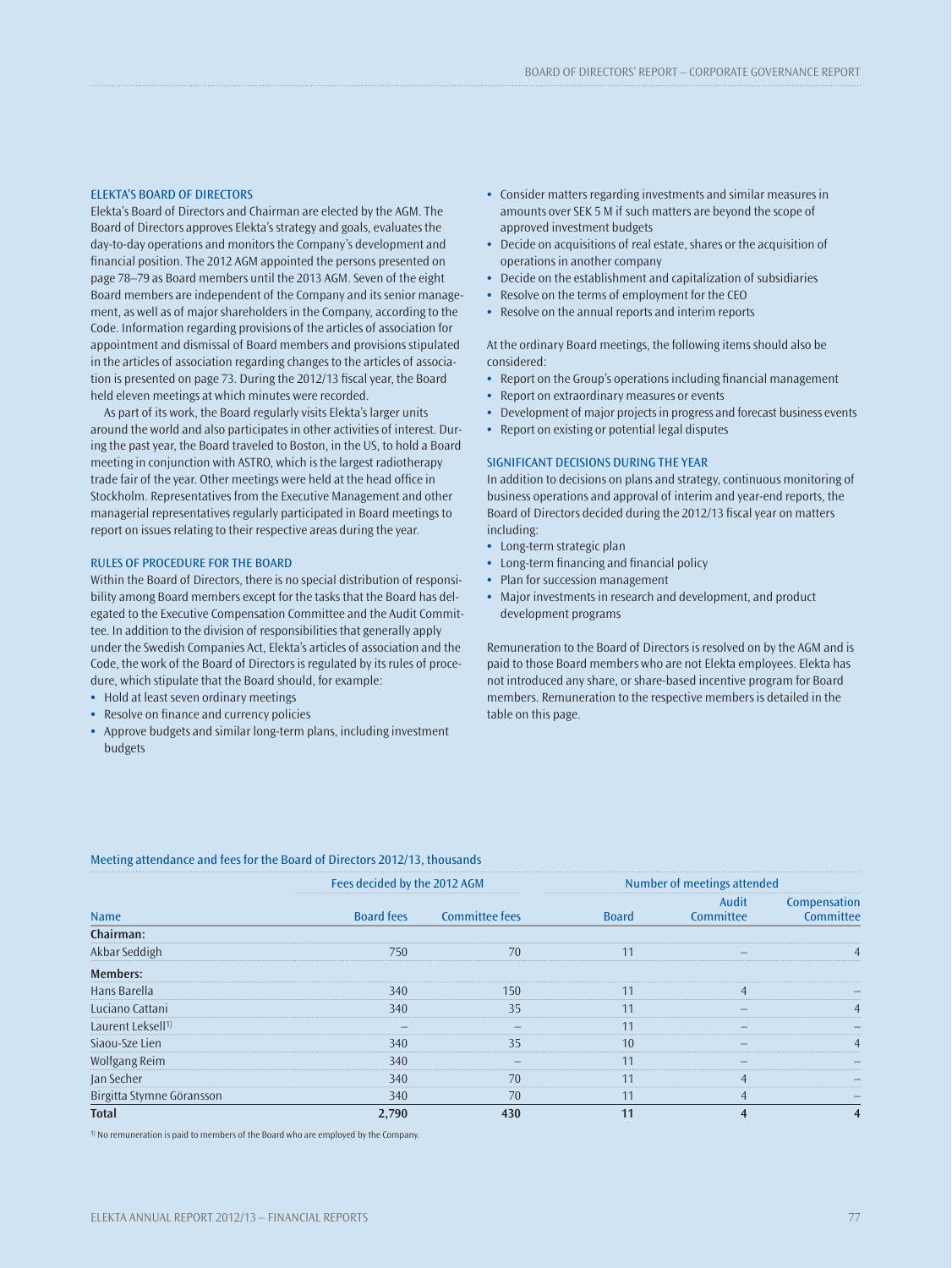## ELEKTA'S BOARD OF DIRECTORS

Elekta's Board of Directors and Chairman are elected by the AGM. The Board of Directors approves Elekta's strategy and goals, evaluates the day-to-day operations and monitors the Company's development and financial position. The 2012 AGM appointed the persons presented on page 78–79 as Board members until the 2013 AGM. Seven of the eight Board members are independent of the Company and its senior management, as well as of major shareholders in the Company, according to the Code. Information regarding provisions of the articles of association for appointment and dismissal of Board members and provisions stipulated in the articles of association regarding changes to the articles of association is presented on page 73. During the 2012/13 fiscal year, the Board held eleven meetings at which minutes were recorded.

As part of its work, the Board regularly visits Elekta's larger units around the world and also participates in other activities of interest. During the past year, the Board traveled to Boston, in the US, to hold a Board meeting in conjunction with ASTRO, which is the largest radiotherapy trade fair of the year. Other meetings were held at the head office in Stockholm. Representatives from the Executive Management and other managerial representatives regularly participated in Board meetings to report on issues relating to their respective areas during the year.

## RULES OF PROCEDURE FOR THE BOARD

Within the Board of Directors, there is no special distribution of responsibility among Board members except for the tasks that the Board has delegated to the Executive Compensation Committee and the Audit Committee. In addition to the division of responsibilities that generally apply under the Swedish Companies Act, Elekta's articles of association and the Code, the work of the Board of Directors is regulated by its rules of procedure, which stipulate that the Board should, for example:

- Hold at least seven ordinary meetings
- Resolve on finance and currency policies
- Approve budgets and similar long-term plans, including investment budgets
- Consider matters regarding investments and similar measures in amounts over SEK 5 M if such matters are beyond the scope of approved investment budgets
- Decide on acquisitions of real estate, shares or the acquisition of operations in another company
- Decide on the establishment and capitalization of subsidiaries
- Resolve on the terms of employment for the CEO
- Resolve on the annual reports and interim reports

At the ordinary Board meetings, the following items should also be considered:

- Report on the Group's operations including financial management
- Report on extraordinary measures or events
- Development of major projects in progress and forecast business events
- Report on existing or potential legal disputes

## SIGNIFICANT DECISIONS DURING THE YEAR

In addition to decisions on plans and strategy, continuous monitoring of business operations and approval of interim and year-end reports, the Board of Directors decided during the 2012/13 fiscal year on matters including:

- Long-term strategic plan
- Long-term financing and financial policy
- Plan for succession management
- Major investments in research and development, and product development programs

Remuneration to the Board of Directors is resolved on by the AGM and is paid to those Board members who are not Elekta employees. Elekta has not introduced any share, or share-based incentive program for Board members. Remuneration to the respective members is detailed in the table on this page.

### Meeting attendance and fees for the Board of Directors 2012/13, thousands

| | Fees decided by the 2012 AGM | | Number of meetings attended | | |
|---|---|---|---|---|---|
| Name | Board fees | Committee fees | Board | Audit Committee | Compensation Committee |
| **Chairman:** | | | | | |
| Akbar Seddigh | 750 | 70 | 11 | – | 4 |
| **Members:** | | | | | |
| Hans Barella | 340 | 150 | 11 | 4 | – |
| Luciano Cattani | 340 | 35 | 11 | – | 4 |
| Laurent Leksell[1)] | – | – | 11 | – | – |
| Siaou-Sze Lien | 340 | 35 | 10 | – | 4 |
| Wolfgang Reim | 340 | – | 11 | – | – |
| Jan Secher | 340 | 70 | 11 | 4 | – |
| Birgitta Stymne Göransson | 340 | 70 | 11 | 4 | – |
| **Total** | **2,790** | **430** | **11** | **4** | **4** |

1) No remuneration is paid to members of the Board who are employed by the Company.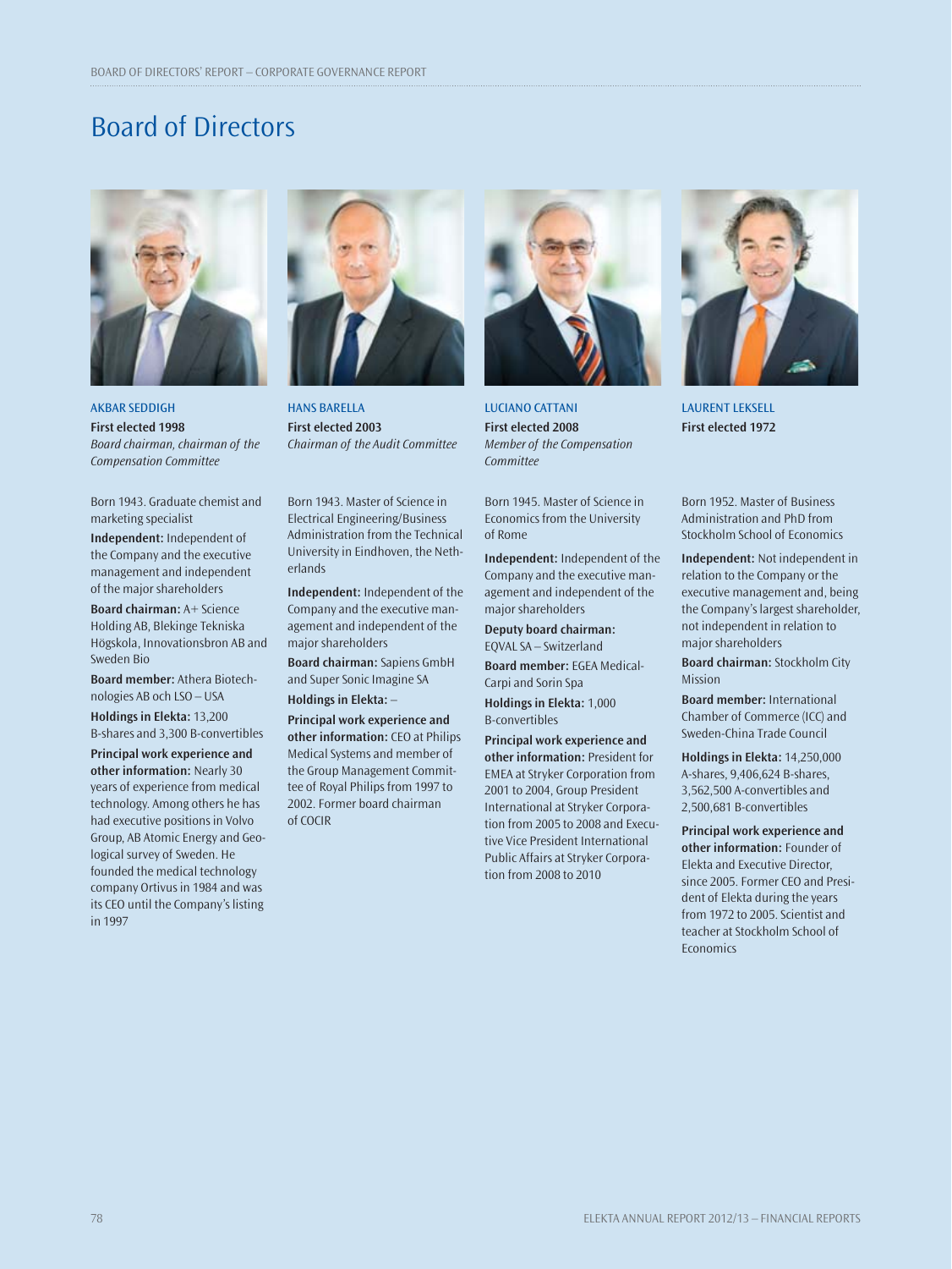# Board of Directors

### AKBAR SEDDIGH

**First elected 1998**

*Board chairman, chairman of the Compensation Committee*

Born 1943. Graduate chemist and marketing specialist

**Independent:** Independent of the Company and the executive management and independent of the major shareholders

**Board chairman:** A+ Science Holding AB, Blekinge Tekniska Högskola, Innovationsbron AB and Sweden Bio

**Board member:** Athera Biotechnologies AB och LSO – USA

**Holdings in Elekta:** 13,200 B-shares and 3,300 B-convertibles

**Principal work experience and other information:** Nearly 30 years of experience from medical technology. Among others he has had executive positions in Volvo Group, AB Atomic Energy and Geological survey of Sweden. He founded the medical technology company Ortivus in 1984 and was its CEO until the Company's listing in 1997

### HANS BARELLA

**First elected 2003**

*Chairman of the Audit Committee*

Born 1943. Master of Science in Electrical Engineering/Business Administration from the Technical University in Eindhoven, the Netherlands

**Independent:** Independent of the Company and the executive management and independent of the major shareholders

**Board chairman:** Sapiens GmbH and Super Sonic Imagine SA

**Holdings in Elekta:** –

**Principal work experience and other information:** CEO at Philips Medical Systems and member of the Group Management Committee of Royal Philips from 1997 to 2002. Former board chairman of COCIR

### LUCIANO CATTANI

**First elected 2008**

*Member of the Compensation Committee*

Born 1945. Master of Science in Economics from the University of Rome

**Independent:** Independent of the Company and the executive management and independent of the major shareholders

**Deputy board chairman:** EQVAL SA – Switzerland

**Board member:** EGEA Medical-Carpi and Sorin Spa

**Holdings in Elekta:** 1,000 B-convertibles

**Principal work experience and other information:** President for EMEA at Stryker Corporation from 2001 to 2004, Group President International at Stryker Corporation from 2005 to 2008 and Executive Vice President International Public Affairs at Stryker Corporation from 2008 to 2010

### LAURENT LEKSELL

**First elected 1972**

Born 1952. Master of Business Administration and PhD from Stockholm School of Economics

**Independent:** Not independent in relation to the Company or the executive management and, being the Company's largest shareholder, not independent in relation to major shareholders

**Board chairman:** Stockholm City Mission

**Board member:** International Chamber of Commerce (ICC) and Sweden-China Trade Council

**Holdings in Elekta:** 14,250,000 A-shares, 9,406,624 B-shares, 3,562,500 A-convertibles and 2,500,681 B-convertibles

**Principal work experience and other information:** Founder of Elekta and Executive Director, since 2005. Former CEO and President of Elekta during the years from 1972 to 2005. Scientist and teacher at Stockholm School of Economics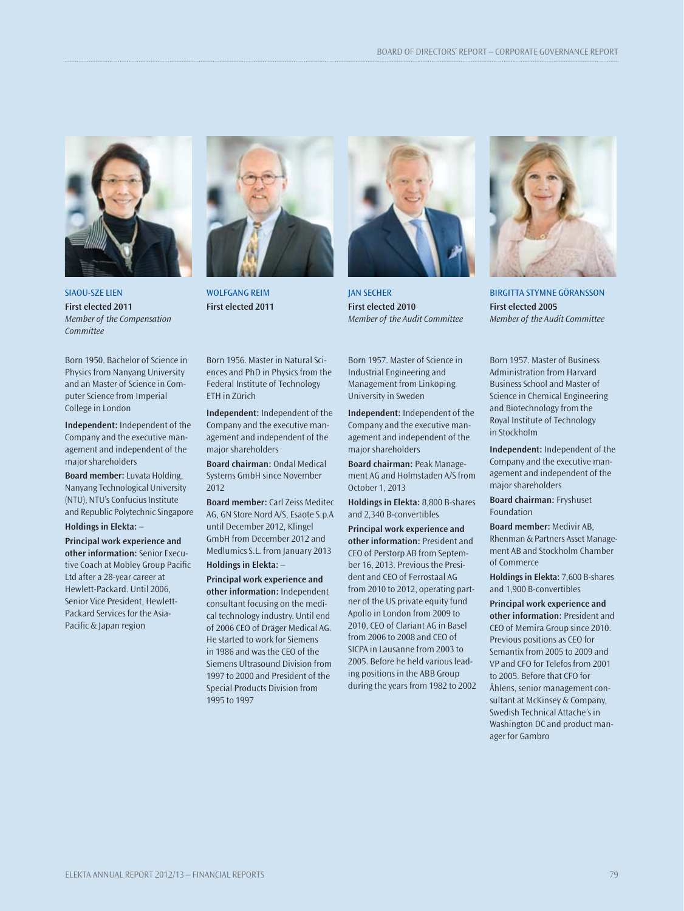**SIAOU-SZE LIEN**
**First elected 2011**
*Member of the Compensation Committee*

Born 1950. Bachelor of Science in Physics from Nanyang University and an Master of Science in Computer Science from Imperial College in London

**Independent:** Independent of the Company and the executive management and independent of the major shareholders

**Board member:** Luvata Holding, Nanyang Technological University (NTU), NTU's Confucius Institute and Republic Polytechnic Singapore

**Holdings in Elekta:** –

**Principal work experience and other information:** Senior Executive Coach at Mobley Group Pacific Ltd after a 28-year career at Hewlett-Packard. Until 2006, Senior Vice President, Hewlett-Packard Services for the Asia-Pacific & Japan region

**WOLFGANG REIM**
**First elected 2011**

Born 1956. Master in Natural Sciences and PhD in Physics from the Federal Institute of Technology ETH in Zürich

**Independent:** Independent of the Company and the executive management and independent of the major shareholders

**Board chairman:** Ondal Medical Systems GmbH since November 2012

**Board member:** Carl Zeiss Meditec AG, GN Store Nord A/S, Esaote S.p.A until December 2012, Klingel GmbH from December 2012 and Medlumics S.L. from January 2013

**Holdings in Elekta:** –

**Principal work experience and other information:** Independent consultant focusing on the medical technology industry. Until end of 2006 CEO of Dräger Medical AG. He started to work for Siemens in 1986 and was the CEO of the Siemens Ultrasound Division from 1997 to 2000 and President of the Special Products Division from 1995 to 1997

**JAN SECHER**
**First elected 2010**
*Member of the Audit Committee*

Born 1957. Master of Science in Industrial Engineering and Management from Linköping University in Sweden

**Independent:** Independent of the Company and the executive management and independent of the major shareholders

**Board chairman:** Peak Management AG and Holmstaden A/S from October 1, 2013

**Holdings in Elekta:** 8,800 B-shares and 2,340 B-convertibles

**Principal work experience and other information:** President and CEO of Perstorp AB from September 16, 2013. Previous the President and CEO of Ferrostaal AG from 2010 to 2012, operating partner of the US private equity fund Apollo in London from 2009 to 2010, CEO of Clariant AG in Basel from 2006 to 2008 and CEO of SICPA in Lausanne from 2003 to 2005. Before he held various leading positions in the ABB Group during the years from 1982 to 2002

**BIRGITTA STYMNE GÖRANSSON**
**First elected 2005**
*Member of the Audit Committee*

Born 1957. Master of Business Administration from Harvard Business School and Master of Science in Chemical Engineering and Biotechnology from the Royal Institute of Technology in Stockholm

**Independent:** Independent of the Company and the executive management and independent of the major shareholders

**Board chairman:** Fryshuset Foundation

**Board member:** Medivir AB, Rhenman & Partners Asset Management AB and Stockholm Chamber of Commerce

**Holdings in Elekta:** 7,600 B-shares and 1,900 B-convertibles

**Principal work experience and other information:** President and CEO of Memira Group since 2010. Previous positions as CEO for Semantix from 2005 to 2009 and VP and CFO for Telefos from 2001 to 2005. Before that CFO for Åhlens, senior management consultant at McKinsey & Company, Swedish Technical Attache's in Washington DC and product manager for Gambro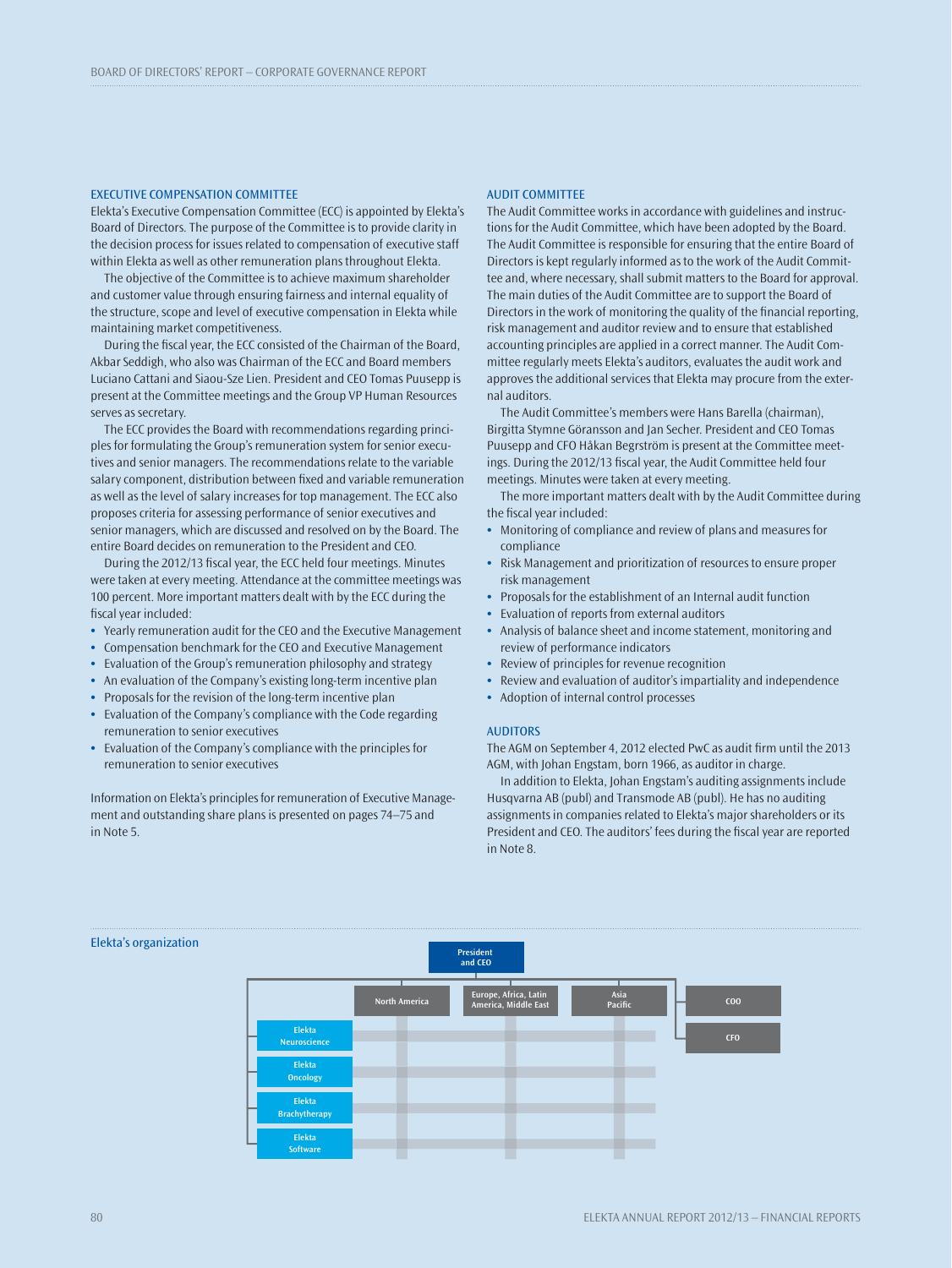## EXECUTIVE COMPENSATION COMMITTEE

Elekta's Executive Compensation Committee (ECC) is appointed by Elekta's Board of Directors. The purpose of the Committee is to provide clarity in the decision process for issues related to compensation of executive staff within Elekta as well as other remuneration plans throughout Elekta.

The objective of the Committee is to achieve maximum shareholder and customer value through ensuring fairness and internal equality of the structure, scope and level of executive compensation in Elekta while maintaining market competitiveness.

During the fiscal year, the ECC consisted of the Chairman of the Board, Akbar Seddigh, who also was Chairman of the ECC and Board members Luciano Cattani and Siaou-Sze Lien. President and CEO Tomas Puusepp is present at the Committee meetings and the Group VP Human Resources serves as secretary.

The ECC provides the Board with recommendations regarding principles for formulating the Group's remuneration system for senior executives and senior managers. The recommendations relate to the variable salary component, distribution between fixed and variable remuneration as well as the level of salary increases for top management. The ECC also proposes criteria for assessing performance of senior executives and senior managers, which are discussed and resolved on by the Board. The entire Board decides on remuneration to the President and CEO.

During the 2012/13 fiscal year, the ECC held four meetings. Minutes were taken at every meeting. Attendance at the committee meetings was 100 percent. More important matters dealt with by the ECC during the fiscal year included:

- Yearly remuneration audit for the CEO and the Executive Management
- Compensation benchmark for the CEO and Executive Management
- Evaluation of the Group's remuneration philosophy and strategy
- An evaluation of the Company's existing long-term incentive plan
- Proposals for the revision of the long-term incentive plan
- Evaluation of the Company's compliance with the Code regarding remuneration to senior executives
- Evaluation of the Company's compliance with the principles for remuneration to senior executives

Information on Elekta's principles for remuneration of Executive Management and outstanding share plans is presented on pages 74–75 and in Note 5.

## AUDIT COMMITTEE

The Audit Committee works in accordance with guidelines and instructions for the Audit Committee, which have been adopted by the Board. The Audit Committee is responsible for ensuring that the entire Board of Directors is kept regularly informed as to the work of the Audit Committee and, where necessary, shall submit matters to the Board for approval. The main duties of the Audit Committee are to support the Board of Directors in the work of monitoring the quality of the financial reporting, risk management and auditor review and to ensure that established accounting principles are applied in a correct manner. The Audit Committee regularly meets Elekta's auditors, evaluates the audit work and approves the additional services that Elekta may procure from the external auditors.

The Audit Committee's members were Hans Barella (chairman), Birgitta Stymne Göransson and Jan Secher. President and CEO Tomas Puusepp and CFO Håkan Begrström is present at the Committee meetings. During the 2012/13 fiscal year, the Audit Committee held four meetings. Minutes were taken at every meeting.

The more important matters dealt with by the Audit Committee during the fiscal year included:

- Monitoring of compliance and review of plans and measures for compliance
- Risk Management and prioritization of resources to ensure proper risk management
- Proposals for the establishment of an Internal audit function
- Evaluation of reports from external auditors
- Analysis of balance sheet and income statement, monitoring and review of performance indicators
- Review of principles for revenue recognition
- Review and evaluation of auditor's impartiality and independence
- Adoption of internal control processes

## AUDITORS

The AGM on September 4, 2012 elected PwC as audit firm until the 2013 AGM, with Johan Engstam, born 1966, as auditor in charge.

In addition to Elekta, Johan Engstam's auditing assignments include Husqvarna AB (publ) and Transmode AB (publ). He has no auditing assignments in companies related to Elekta's major shareholders or its President and CEO. The auditors' fees during the fiscal year are reported in Note 8.

### Elekta's organization

President and CEO

North America

Europe, Africa, Latin America, Middle East

Asia Pacific

COO

CFO

Elekta Neuroscience

Elekta Oncology

Elekta Brachytherapy

Elekta Software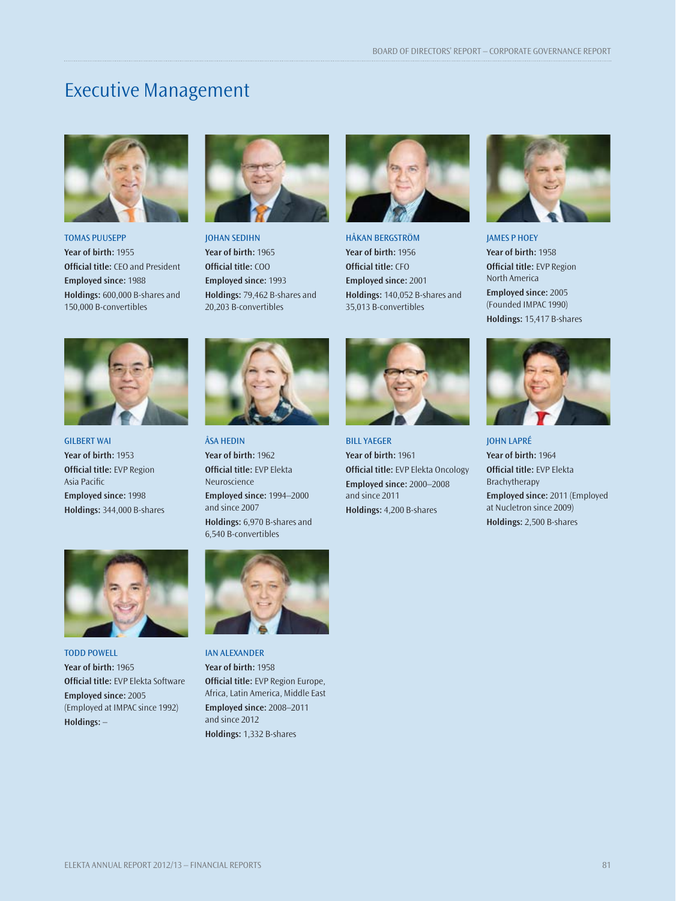# Executive Management

**TOMAS PUUSEPP**
**Year of birth:** 1955
**Official title:** CEO and President
**Employed since:** 1988
**Holdings:** 600,000 B-shares and 150,000 B-convertibles

**JOHAN SEDIHN**
**Year of birth:** 1965
**Official title:** COO
**Employed since:** 1993
**Holdings:** 79,462 B-shares and 20,203 B-convertibles

**HÅKAN BERGSTRÖM**
**Year of birth:** 1956
**Official title:** CFO
**Employed since:** 2001
**Holdings:** 140,052 B-shares and 35,013 B-convertibles

**JAMES P HOEY**
**Year of birth:** 1958
**Official title:** EVP Region North America
**Employed since:** 2005 (Founded IMPAC 1990)
**Holdings:** 15,417 B-shares

**GILBERT WAI**
**Year of birth:** 1953
**Official title:** EVP Region Asia Pacific
**Employed since:** 1998
**Holdings:** 344,000 B-shares

**ÅSA HEDIN**
**Year of birth:** 1962
**Official title:** EVP Elekta Neuroscience
**Employed since:** 1994–2000 and since 2007
**Holdings:** 6,970 B-shares and 6,540 B-convertibles

**BILL YAEGER**
**Year of birth:** 1961
**Official title:** EVP Elekta Oncology
**Employed since:** 2000–2008 and since 2011
**Holdings:** 4,200 B-shares

**JOHN LAPRÉ**
**Year of birth:** 1964
**Official title:** EVP Elekta Brachytherapy
**Employed since:** 2011 (Employed at Nucletron since 2009)
**Holdings:** 2,500 B-shares

**TODD POWELL**
**Year of birth:** 1965
**Official title:** EVP Elekta Software
**Employed since:** 2005 (Employed at IMPAC since 1992)
**Holdings:** –

**IAN ALEXANDER**
**Year of birth:** 1958
**Official title:** EVP Region Europe, Africa, Latin America, Middle East
**Employed since:** 2008–2011 and since 2012
**Holdings:** 1,332 B-shares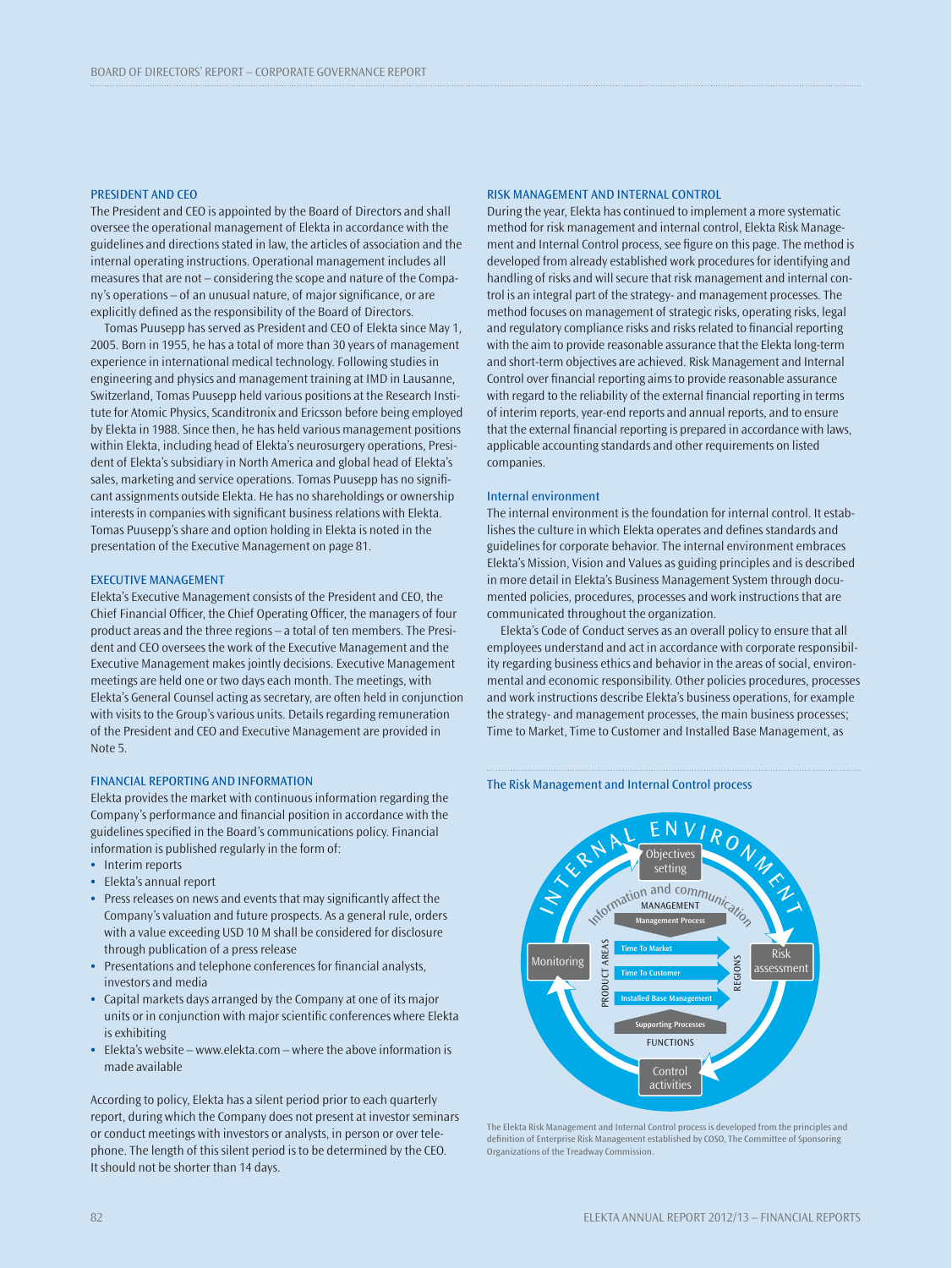## PRESIDENT AND CEO

The President and CEO is appointed by the Board of Directors and shall oversee the operational management of Elekta in accordance with the guidelines and directions stated in law, the articles of association and the internal operating instructions. Operational management includes all measures that are not – considering the scope and nature of the Company's operations – of an unusual nature, of major significance, or are explicitly defined as the responsibility of the Board of Directors.

Tomas Puusepp has served as President and CEO of Elekta since May 1, 2005. Born in 1955, he has a total of more than 30 years of management experience in international medical technology. Following studies in engineering and physics and management training at IMD in Lausanne, Switzerland, Tomas Puusepp held various positions at the Research Institute for Atomic Physics, Scanditronix and Ericsson before being employed by Elekta in 1988. Since then, he has held various management positions within Elekta, including head of Elekta's neurosurgery operations, President of Elekta's subsidiary in North America and global head of Elekta's sales, marketing and service operations. Tomas Puusepp has no significant assignments outside Elekta. He has no shareholdings or ownership interests in companies with significant business relations with Elekta. Tomas Puusepp's share and option holding in Elekta is noted in the presentation of the Executive Management on page 81.

## EXECUTIVE MANAGEMENT

Elekta's Executive Management consists of the President and CEO, the Chief Financial Officer, the Chief Operating Officer, the managers of four product areas and the three regions – a total of ten members. The President and CEO oversees the work of the Executive Management and the Executive Management makes jointly decisions. Executive Management meetings are held one or two days each month. The meetings, with Elekta's General Counsel acting as secretary, are often held in conjunction with visits to the Group's various units. Details regarding remuneration of the President and CEO and Executive Management are provided in Note 5.

## FINANCIAL REPORTING AND INFORMATION

Elekta provides the market with continuous information regarding the Company's performance and financial position in accordance with the guidelines specified in the Board's communications policy. Financial information is published regularly in the form of:

- Interim reports
- Elekta's annual report
- Press releases on news and events that may significantly affect the Company's valuation and future prospects. As a general rule, orders with a value exceeding USD 10 M shall be considered for disclosure through publication of a press release
- Presentations and telephone conferences for financial analysts, investors and media
- Capital markets days arranged by the Company at one of its major units or in conjunction with major scientific conferences where Elekta is exhibiting
- Elekta's website – www.elekta.com – where the above information is made available

According to policy, Elekta has a silent period prior to each quarterly report, during which the Company does not present at investor seminars or conduct meetings with investors or analysts, in person or over telephone. The length of this silent period is to be determined by the CEO. It should not be shorter than 14 days.

## RISK MANAGEMENT AND INTERNAL CONTROL

During the year, Elekta has continued to implement a more systematic method for risk management and internal control, Elekta Risk Management and Internal Control process, see figure on this page. The method is developed from already established work procedures for identifying and handling of risks and will secure that risk management and internal control is an integral part of the strategy- and management processes. The method focuses on management of strategic risks, operating risks, legal and regulatory compliance risks and risks related to financial reporting with the aim to provide reasonable assurance that the Elekta long-term and short-term objectives are achieved. Risk Management and Internal Control over financial reporting aims to provide reasonable assurance with regard to the reliability of the external financial reporting in terms of interim reports, year-end reports and annual reports, and to ensure that the external financial reporting is prepared in accordance with laws, applicable accounting standards and other requirements on listed companies.

### Internal environment

The internal environment is the foundation for internal control. It establishes the culture in which Elekta operates and defines standards and guidelines for corporate behavior. The internal environment embraces Elekta's Mission, Vision and Values as guiding principles and is described in more detail in Elekta's Business Management System through documented policies, procedures, processes and work instructions that are communicated throughout the organization.

Elekta's Code of Conduct serves as an overall policy to ensure that all employees understand and act in accordance with corporate responsibility regarding business ethics and behavior in the areas of social, environmental and economic responsibility. Other policies procedures, processes and work instructions describe Elekta's business operations, for example the strategy- and management processes, the main business processes; Time to Market, Time to Customer and Installed Base Management, as

### The Risk Management and Internal Control process

INTERNAL ENVIRONMENT — Objectives setting — Risk assessment — Control activities — Monitoring — Information and communication — MANAGEMENT — Management Process — PRODUCT AREAS — Time To Market — Time To Customer — Installed Base Management — REGIONS — Supporting Processes — FUNCTIONS

The Elekta Risk Management and Internal Control process is developed from the principles and definition of Enterprise Risk Management established by COSO, The Committee of Sponsoring Organizations of the Treadway Commission.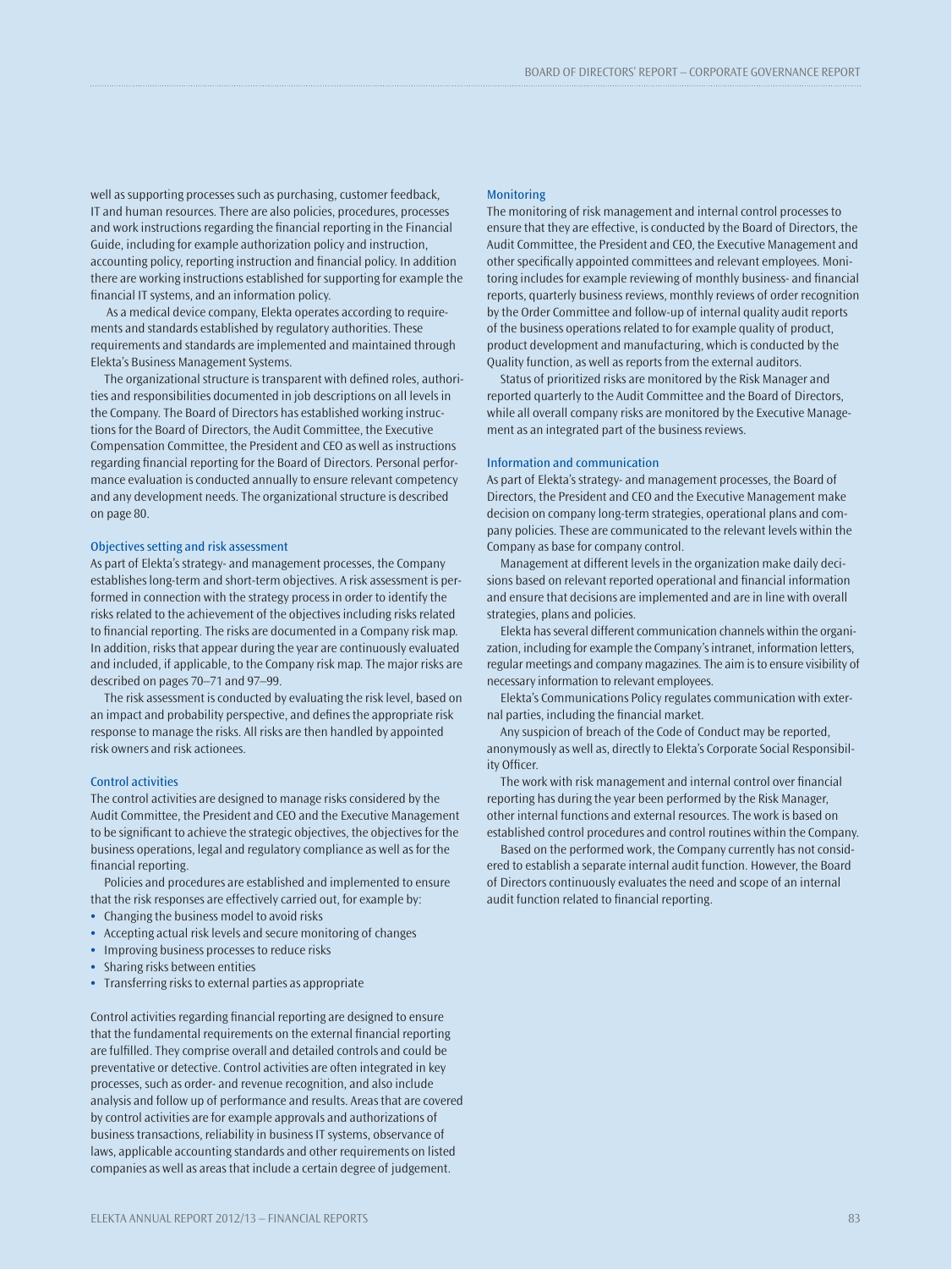well as supporting processes such as purchasing, customer feedback, IT and human resources. There are also policies, procedures, processes and work instructions regarding the financial reporting in the Financial Guide, including for example authorization policy and instruction, accounting policy, reporting instruction and financial policy. In addition there are working instructions established for supporting for example the financial IT systems, and an information policy.

As a medical device company, Elekta operates according to requirements and standards established by regulatory authorities. These requirements and standards are implemented and maintained through Elekta's Business Management Systems.

The organizational structure is transparent with defined roles, authorities and responsibilities documented in job descriptions on all levels in the Company. The Board of Directors has established working instructions for the Board of Directors, the Audit Committee, the Executive Compensation Committee, the President and CEO as well as instructions regarding financial reporting for the Board of Directors. Personal performance evaluation is conducted annually to ensure relevant competency and any development needs. The organizational structure is described on page 80.

### Objectives setting and risk assessment

As part of Elekta's strategy- and management processes, the Company establishes long-term and short-term objectives. A risk assessment is performed in connection with the strategy process in order to identify the risks related to the achievement of the objectives including risks related to financial reporting. The risks are documented in a Company risk map. In addition, risks that appear during the year are continuously evaluated and included, if applicable, to the Company risk map. The major risks are described on pages 70–71 and 97–99.

The risk assessment is conducted by evaluating the risk level, based on an impact and probability perspective, and defines the appropriate risk response to manage the risks. All risks are then handled by appointed risk owners and risk actionees.

### Control activities

The control activities are designed to manage risks considered by the Audit Committee, the President and CEO and the Executive Management to be significant to achieve the strategic objectives, the objectives for the business operations, legal and regulatory compliance as well as for the financial reporting.

Policies and procedures are established and implemented to ensure that the risk responses are effectively carried out, for example by:

- Changing the business model to avoid risks
- Accepting actual risk levels and secure monitoring of changes
- Improving business processes to reduce risks
- Sharing risks between entities
- Transferring risks to external parties as appropriate

Control activities regarding financial reporting are designed to ensure that the fundamental requirements on the external financial reporting are fulfilled. They comprise overall and detailed controls and could be preventative or detective. Control activities are often integrated in key processes, such as order- and revenue recognition, and also include analysis and follow up of performance and results. Areas that are covered by control activities are for example approvals and authorizations of business transactions, reliability in business IT systems, observance of laws, applicable accounting standards and other requirements on listed companies as well as areas that include a certain degree of judgement.

### Monitoring

The monitoring of risk management and internal control processes to ensure that they are effective, is conducted by the Board of Directors, the Audit Committee, the President and CEO, the Executive Management and other specifically appointed committees and relevant employees. Monitoring includes for example reviewing of monthly business- and financial reports, quarterly business reviews, monthly reviews of order recognition by the Order Committee and follow-up of internal quality audit reports of the business operations related to for example quality of product, product development and manufacturing, which is conducted by the Quality function, as well as reports from the external auditors.

Status of prioritized risks are monitored by the Risk Manager and reported quarterly to the Audit Committee and the Board of Directors, while all overall company risks are monitored by the Executive Management as an integrated part of the business reviews.

### Information and communication

As part of Elekta's strategy- and management processes, the Board of Directors, the President and CEO and the Executive Management make decision on company long-term strategies, operational plans and company policies. These are communicated to the relevant levels within the Company as base for company control.

Management at different levels in the organization make daily decisions based on relevant reported operational and financial information and ensure that decisions are implemented and are in line with overall strategies, plans and policies.

Elekta has several different communication channels within the organization, including for example the Company's intranet, information letters, regular meetings and company magazines. The aim is to ensure visibility of necessary information to relevant employees.

Elekta's Communications Policy regulates communication with external parties, including the financial market.

Any suspicion of breach of the Code of Conduct may be reported, anonymously as well as, directly to Elekta's Corporate Social Responsibility Officer.

The work with risk management and internal control over financial reporting has during the year been performed by the Risk Manager, other internal functions and external resources. The work is based on established control procedures and control routines within the Company.

Based on the performed work, the Company currently has not considered to establish a separate internal audit function. However, the Board of Directors continuously evaluates the need and scope of an internal audit function related to financial reporting.